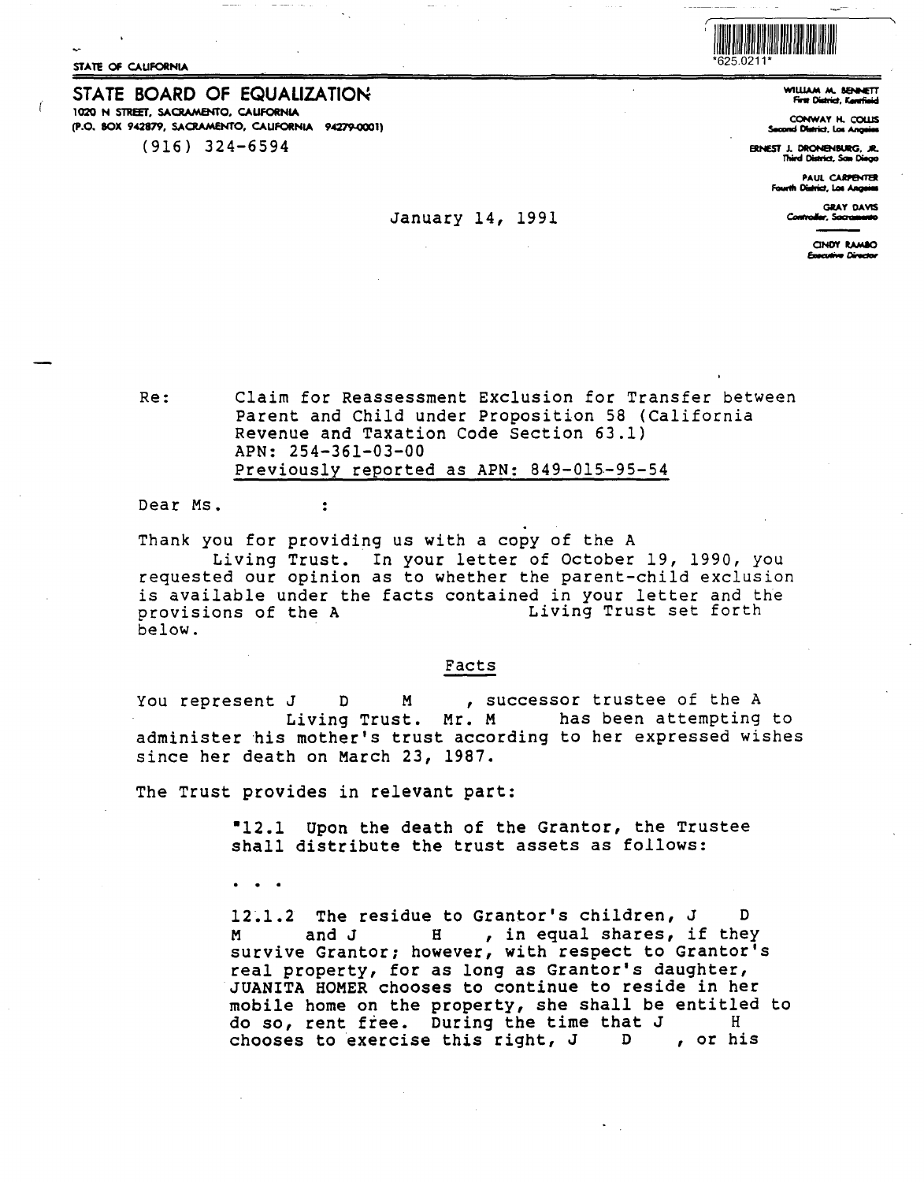STATE OF CALIFORNIA

*625.0211*

# STATE BOARD OF EQUALIZATION

1020 N STREET, SACRAMENTO, CALIFORNIA
(P.O. BOX 942879, SACRAMENTO, CALIFORNIA 94279-0001)
(916) 324-6594

WILLIAM M. BENNETT
First District, Kentfield

CONWAY H. COLLIS
Second District, Los Angeles

ERNEST J. DRONENBURG, JR.
Third District, San Diego

PAUL CARPENTER
Fourth District, Los Angeles

GRAY DAVIS
Controller, Sacramento

CINDY RAMBO
*Executive Director*

January 14, 1991

Re: Claim for Reassessment Exclusion for Transfer between Parent and Child under Proposition 58 (California Revenue and Taxation Code Section 63.1)
APN: 254-361-03-00
Previously reported as APN: 849-015-95-54

Dear Ms. :

Thank you for providing us with a copy of the A Living Trust. In your letter of October 19, 1990, you requested our opinion as to whether the parent-child exclusion is available under the facts contained in your letter and the provisions of the A Living Trust set forth below.

## Facts

You represent J D M , successor trustee of the A Living Trust. Mr. M has been attempting to administer his mother's trust according to her expressed wishes since her death on March 23, 1987.

The Trust provides in relevant part:

> "12.1 Upon the death of the Grantor, the Trustee shall distribute the trust assets as follows:
>
> . . .
>
> 12.1.2 The residue to Grantor's children, J D M and J H , in equal shares, if they survive Grantor; however, with respect to Grantor's real property, for as long as Grantor's daughter, JUANITA HOMER chooses to continue to reside in her mobile home on the property, she shall be entitled to do so, rent free. During the time that J H chooses to exercise this right, J D , or his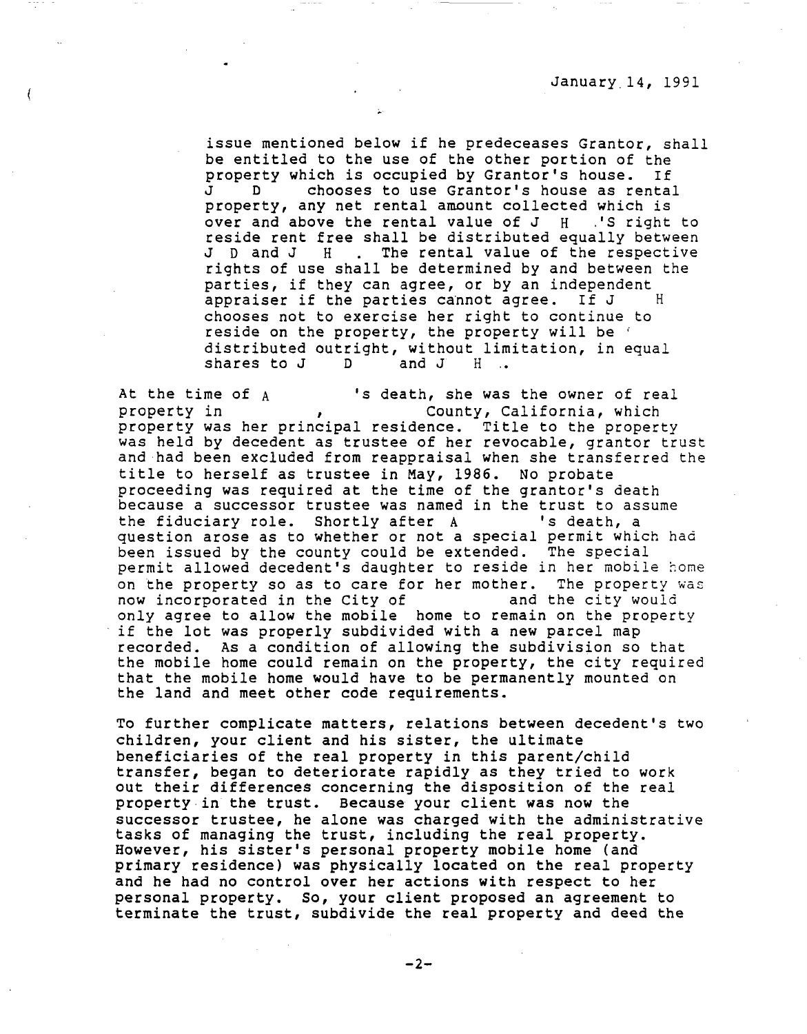January 14, 1991

> issue mentioned below if he predeceases Grantor, shall be entitled to the use of the other portion of the property which is occupied by Grantor's house. If J D chooses to use Grantor's house as rental property, any net rental amount collected which is over and above the rental value of J H .'S right to reside rent free shall be distributed equally between J D and J H . The rental value of the respective rights of use shall be determined by and between the parties, if they can agree, or by an independent appraiser if the parties cannot agree. If J H chooses not to exercise her right to continue to reside on the property, the property will be distributed outright, without limitation, in equal shares to J D and J H ..

At the time of A 's death, she was the owner of real property in , County, California, which property was her principal residence. Title to the property was held by decedent as trustee of her revocable, grantor trust and had been excluded from reappraisal when she transferred the title to herself as trustee in May, 1986. No probate proceeding was required at the time of the grantor's death because a successor trustee was named in the trust to assume the fiduciary role. Shortly after A 's death, a question arose as to whether or not a special permit which had been issued by the county could be extended. The special permit allowed decedent's daughter to reside in her mobile home on the property so as to care for her mother. The property was now incorporated in the City of and the city would only agree to allow the mobile home to remain on the property if the lot was properly subdivided with a new parcel map recorded. As a condition of allowing the subdivision so that the mobile home could remain on the property, the city required that the mobile home would have to be permanently mounted on the land and meet other code requirements.

To further complicate matters, relations between decedent's two children, your client and his sister, the ultimate beneficiaries of the real property in this parent/child transfer, began to deteriorate rapidly as they tried to work out their differences concerning the disposition of the real property in the trust. Because your client was now the successor trustee, he alone was charged with the administrative tasks of managing the trust, including the real property. However, his sister's personal property mobile home (and primary residence) was physically located on the real property and he had no control over her actions with respect to her personal property. So, your client proposed an agreement to terminate the trust, subdivide the real property and deed the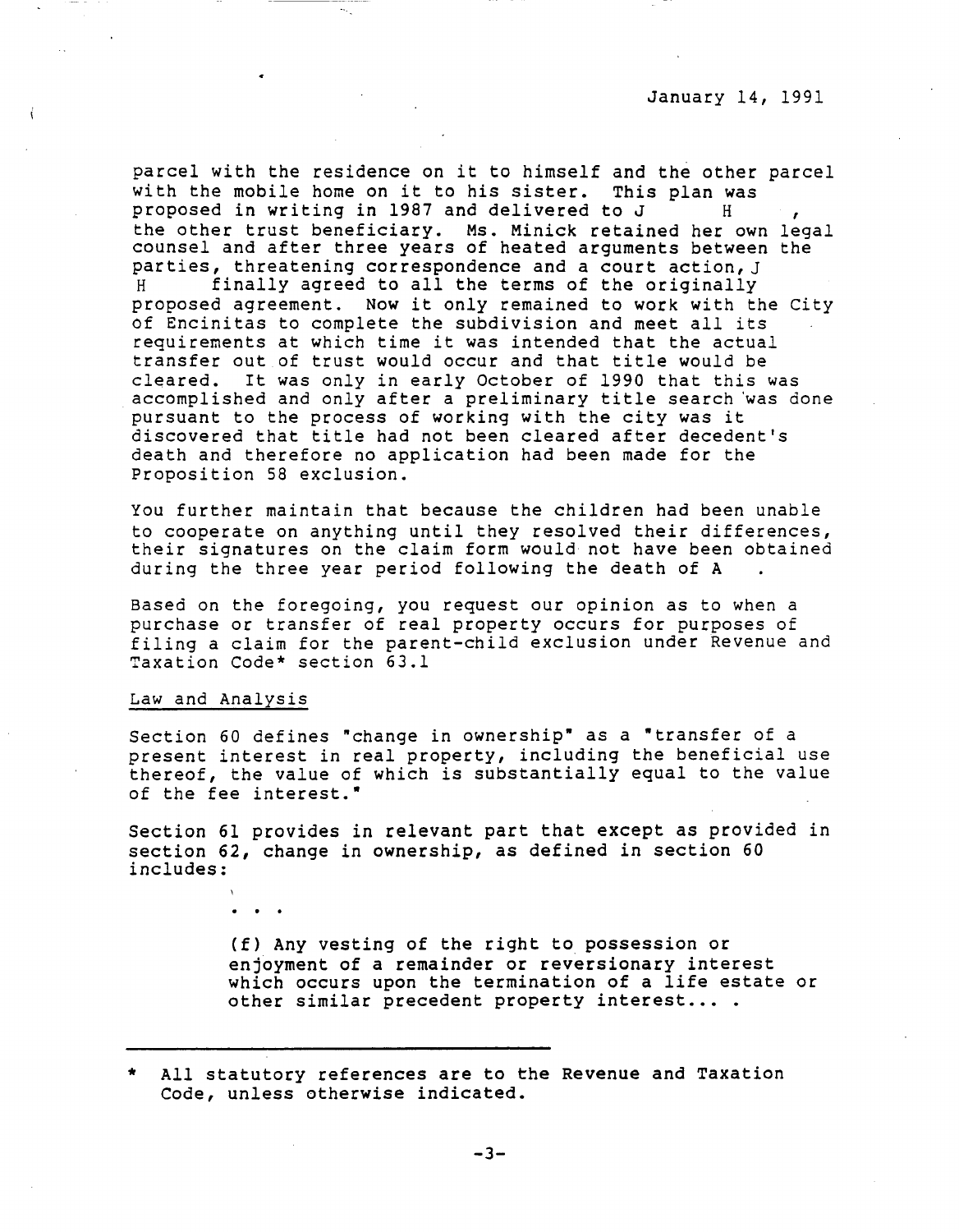January 14, 1991

parcel with the residence on it to himself and the other parcel with the mobile home on it to his sister. This plan was proposed in writing in 1987 and delivered to J H , the other trust beneficiary. Ms. Minick retained her own legal counsel and after three years of heated arguments between the parties, threatening correspondence and a court action, J H finally agreed to all the terms of the originally proposed agreement. Now it only remained to work with the City of Encinitas to complete the subdivision and meet all its requirements at which time it was intended that the actual transfer out of trust would occur and that title would be cleared. It was only in early October of 1990 that this was accomplished and only after a preliminary title search was done pursuant to the process of working with the city was it discovered that title had not been cleared after decedent's death and therefore no application had been made for the Proposition 58 exclusion.

You further maintain that because the children had been unable to cooperate on anything until they resolved their differences, their signatures on the claim form would not have been obtained during the three year period following the death of A .

Based on the foregoing, you request our opinion as to when a purchase or transfer of real property occurs for purposes of filing a claim for the parent-child exclusion under Revenue and Taxation Code* section 63.1

Law and Analysis

Section 60 defines "change in ownership" as a "transfer of a present interest in real property, including the beneficial use thereof, the value of which is substantially equal to the value of the fee interest."

Section 61 provides in relevant part that except as provided in section 62, change in ownership, as defined in section 60 includes:

> . . .
>
> (f) Any vesting of the right to possession or enjoyment of a remainder or reversionary interest which occurs upon the termination of a life estate or other similar precedent property interest... .

---

\* All statutory references are to the Revenue and Taxation Code, unless otherwise indicated.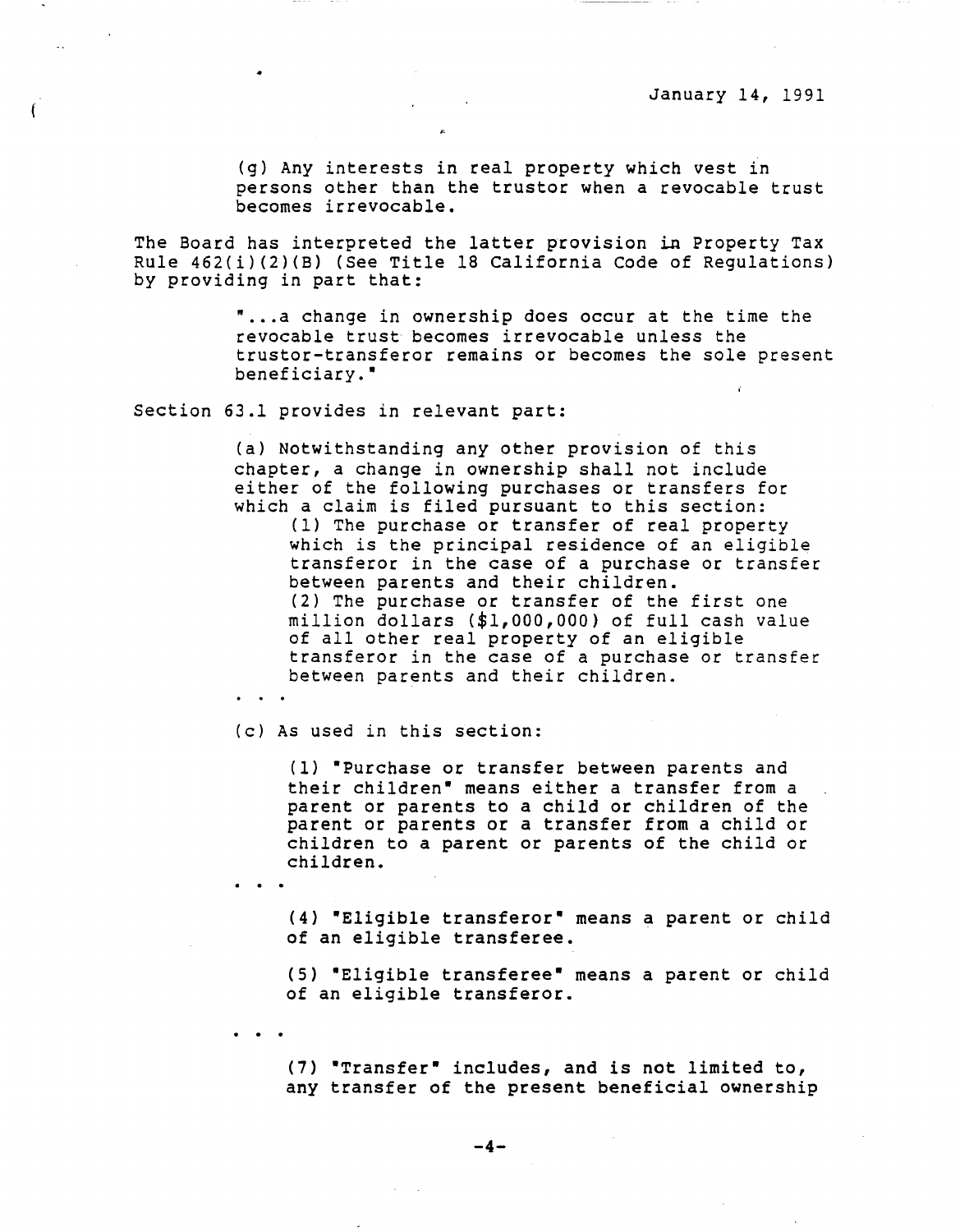January 14, 1991

> (g) Any interests in real property which vest in persons other than the trustor when a revocable trust becomes irrevocable.

The Board has interpreted the latter provision in Property Tax Rule 462(i)(2)(B) (See Title 18 California Code of Regulations) by providing in part that:

> "...a change in ownership does occur at the time the revocable trust becomes irrevocable unless the trustor-transferor remains or becomes the sole present beneficiary."

Section 63.1 provides in relevant part:

> (a) Notwithstanding any other provision of this chapter, a change in ownership shall not include either of the following purchases or transfers for which a claim is filed pursuant to this section:
>
> (1) The purchase or transfer of real property which is the principal residence of an eligible transferor in the case of a purchase or transfer between parents and their children.
>
> (2) The purchase or transfer of the first one million dollars ($1,000,000) of full cash value of all other real property of an eligible transferor in the case of a purchase or transfer between parents and their children.
>
> . . .
>
> (c) As used in this section:
>
> (1) "Purchase or transfer between parents and their children" means either a transfer from a parent or parents to a child or children of the parent or parents or a transfer from a child or children to a parent or parents of the child or children.
>
> . . .
>
> (4) "Eligible transferor" means a parent or child of an eligible transferee.
>
> (5) "Eligible transferee" means a parent or child of an eligible transferor.
>
> . . .
>
> (7) "Transfer" includes, and is not limited to, any transfer of the present beneficial ownership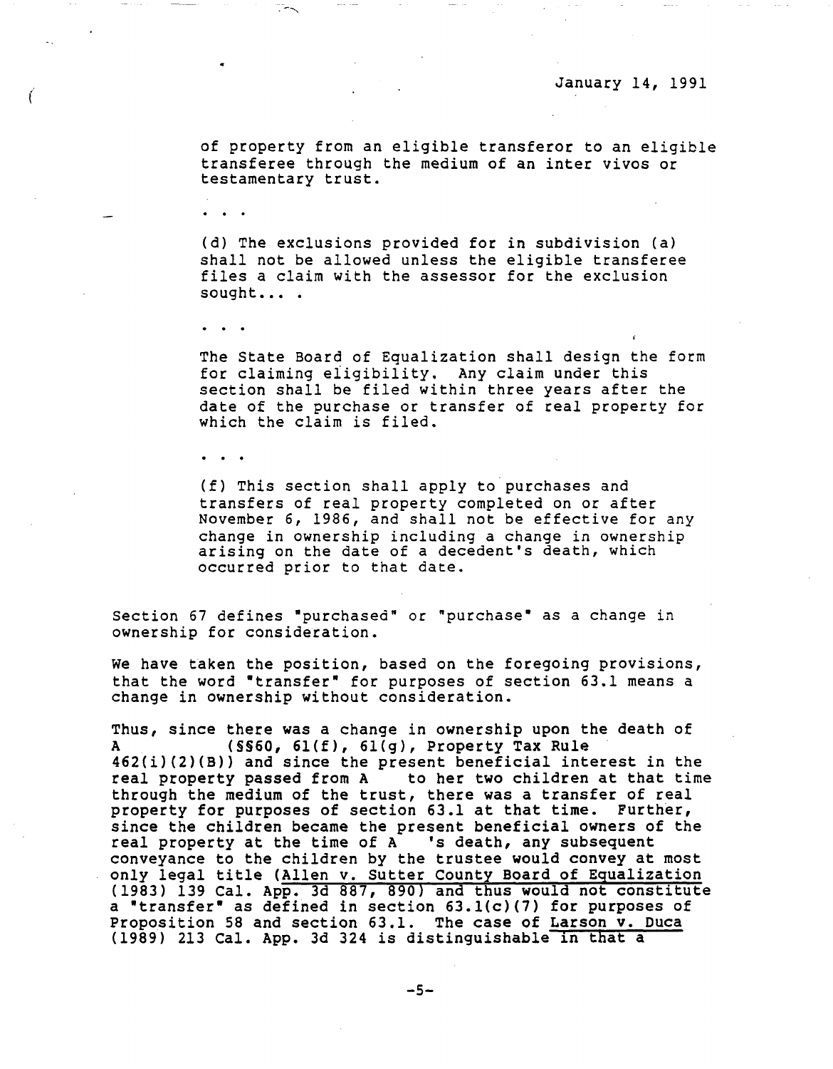January 14, 1991

> of property from an eligible transferor to an eligible transferee through the medium of an inter vivos or testamentary trust.
>
> . . .
>
> (d) The exclusions provided for in subdivision (a) shall not be allowed unless the eligible transferee files a claim with the assessor for the exclusion sought... .
>
> . . .
>
> The State Board of Equalization shall design the form for claiming eligibility. Any claim under this section shall be filed within three years after the date of the purchase or transfer of real property for which the claim is filed.
>
> . . .
>
> (f) This section shall apply to purchases and transfers of real property completed on or after November 6, 1986, and shall not be effective for any change in ownership including a change in ownership arising on the date of a decedent's death, which occurred prior to that date.

Section 67 defines "purchased" or "purchase" as a change in ownership for consideration.

We have taken the position, based on the foregoing provisions, that the word "transfer" for purposes of section 63.1 means a change in ownership without consideration.

Thus, since there was a change in ownership upon the death of A (§§60, 61(f), 61(g), Property Tax Rule 462(i)(2)(B)) and since the present beneficial interest in the real property passed from A to her two children at that time through the medium of the trust, there was a transfer of real property for purposes of section 63.1 at that time. Further, since the children became the present beneficial owners of the real property at the time of A 's death, any subsequent conveyance to the children by the trustee would convey at most only legal title (Allen v. Sutter County Board of Equalization (1983) 139 Cal. App. 3d 887, 890) and thus would not constitute a "transfer" as defined in section 63.1(c)(7) for purposes of Proposition 58 and section 63.1. The case of Larson v. Duca (1989) 213 Cal. App. 3d 324 is distinguishable in that a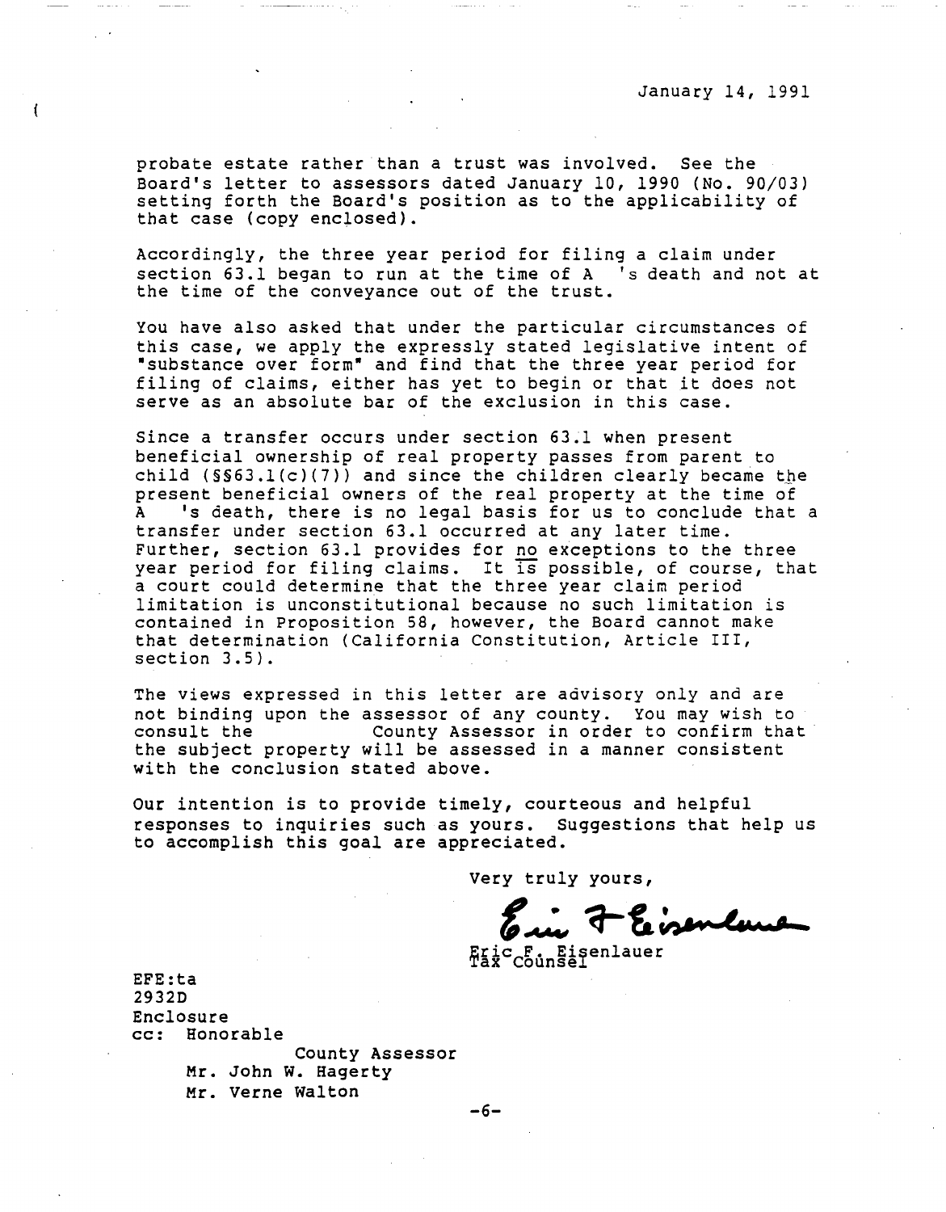January 14, 1991

probate estate rather than a trust was involved. See the Board's letter to assessors dated January 10, 1990 (No. 90/03) setting forth the Board's position as to the applicability of that case (copy enclosed).

Accordingly, the three year period for filing a claim under section 63.1 began to run at the time of A 's death and not at the time of the conveyance out of the trust.

You have also asked that under the particular circumstances of this case, we apply the expressly stated legislative intent of "substance over form" and find that the three year period for filing of claims, either has yet to begin or that it does not serve as an absolute bar of the exclusion in this case.

Since a transfer occurs under section 63.1 when present beneficial ownership of real property passes from parent to child (§§63.1(c)(7)) and since the children clearly became the present beneficial owners of the real property at the time of A 's death, there is no legal basis for us to conclude that a transfer under section 63.1 occurred at any later time. Further, section 63.1 provides for <u>no</u> exceptions to the three year period for filing claims. It <u>is</u> possible, of course, that a court could determine that the three year claim period limitation is unconstitutional because no such limitation is contained in Proposition 58, however, the Board cannot make that determination (California Constitution, Article III, section 3.5).

The views expressed in this letter are advisory only and are not binding upon the assessor of any county. You may wish to consult the County Assessor in order to confirm that the subject property will be assessed in a manner consistent with the conclusion stated above.

Our intention is to provide timely, courteous and helpful responses to inquiries such as yours. Suggestions that help us to accomplish this goal are appreciated.

Very truly yours,

Eric F. Eisenlauer
Tax Counsel

EFE:ta
2932D
Enclosure
cc: Honorable
County Assessor
Mr. John W. Hagerty
Mr. Verne Walton